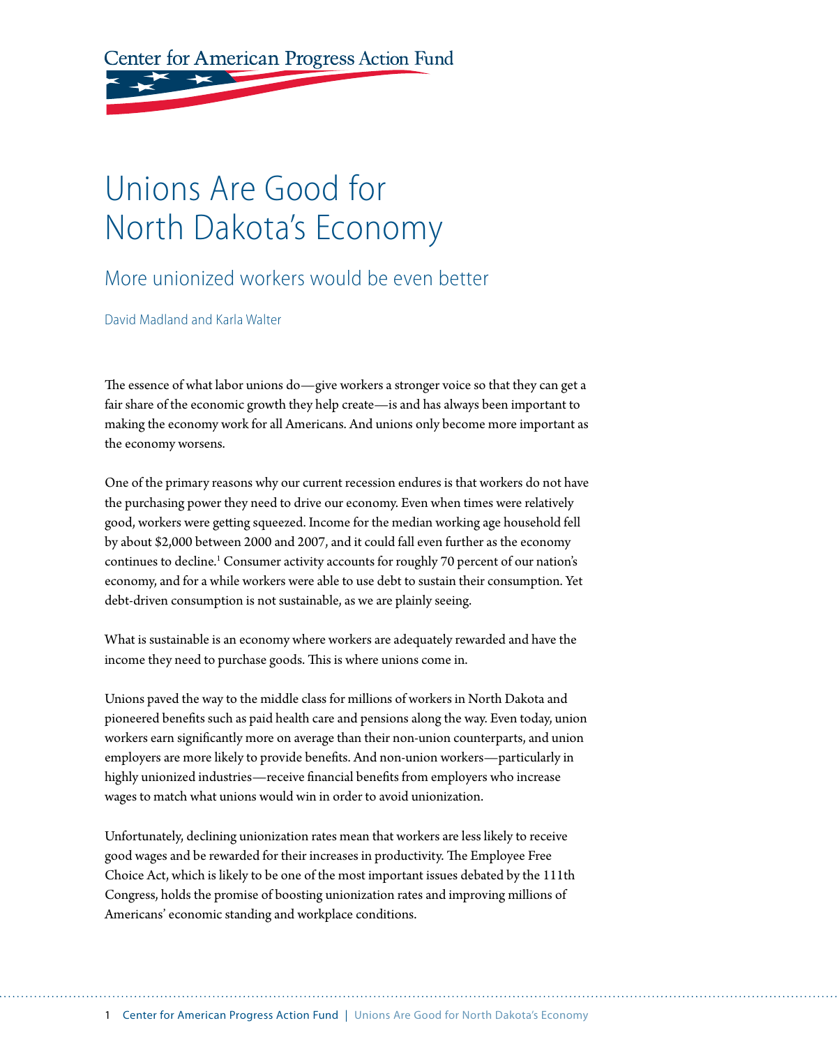Center for American Progress Action Fund

# Unions Are Good for North Dakota's Economy

## More unionized workers would be even better

David Madland and Karla Walter

The essence of what labor unions do—give workers a stronger voice so that they can get a fair share of the economic growth they help create—is and has always been important to making the economy work for all Americans. And unions only become more important as the economy worsens.

One of the primary reasons why our current recession endures is that workers do not have the purchasing power they need to drive our economy. Even when times were relatively good, workers were getting squeezed. Income for the median working age household fell by about $2,000 between 2000 and 2007, and it could fall even further as the economy continues to decline.[1] Consumer activity accounts for roughly 70 percent of our nation's economy, and for a while workers were able to use debt to sustain their consumption. Yet debt-driven consumption is not sustainable, as we are plainly seeing.

What is sustainable is an economy where workers are adequately rewarded and have the income they need to purchase goods. This is where unions come in.

Unions paved the way to the middle class for millions of workers in North Dakota and pioneered benefits such as paid health care and pensions along the way. Even today, union workers earn significantly more on average than their non-union counterparts, and union employers are more likely to provide benefits. And non-union workers—particularly in highly unionized industries—receive financial benefits from employers who increase wages to match what unions would win in order to avoid unionization.

Unfortunately, declining unionization rates mean that workers are less likely to receive good wages and be rewarded for their increases in productivity. The Employee Free Choice Act, which is likely to be one of the most important issues debated by the 111th Congress, holds the promise of boosting unionization rates and improving millions of Americans' economic standing and workplace conditions.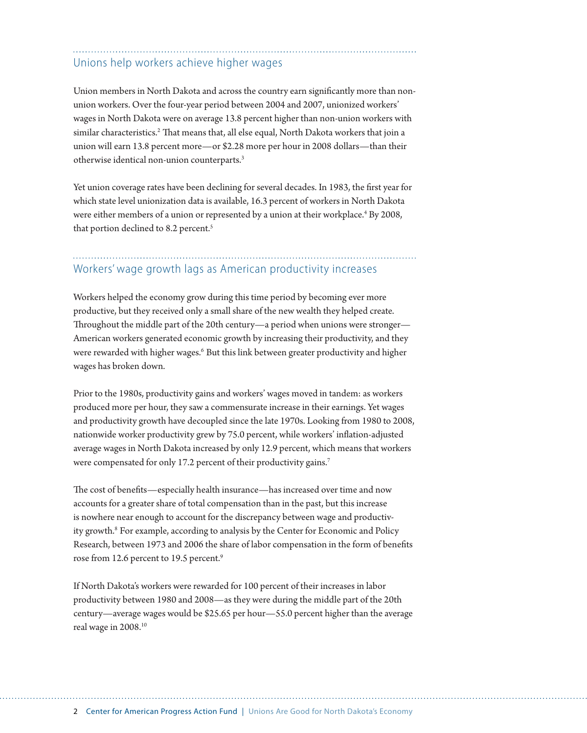## Unions help workers achieve higher wages

Union members in North Dakota and across the country earn significantly more than non-union workers. Over the four-year period between 2004 and 2007, unionized workers' wages in North Dakota were on average 13.8 percent higher than non-union workers with similar characteristics.[2] That means that, all else equal, North Dakota workers that join a union will earn 13.8 percent more—or $2.28 more per hour in 2008 dollars—than their otherwise identical non-union counterparts.[3]

Yet union coverage rates have been declining for several decades. In 1983, the first year for which state level unionization data is available, 16.3 percent of workers in North Dakota were either members of a union or represented by a union at their workplace.[4] By 2008, that portion declined to 8.2 percent.[5]

## Workers' wage growth lags as American productivity increases

Workers helped the economy grow during this time period by becoming ever more productive, but they received only a small share of the new wealth they helped create. Throughout the middle part of the 20th century—a period when unions were stronger—American workers generated economic growth by increasing their productivity, and they were rewarded with higher wages.[6] But this link between greater productivity and higher wages has broken down.

Prior to the 1980s, productivity gains and workers' wages moved in tandem: as workers produced more per hour, they saw a commensurate increase in their earnings. Yet wages and productivity growth have decoupled since the late 1970s. Looking from 1980 to 2008, nationwide worker productivity grew by 75.0 percent, while workers' inflation-adjusted average wages in North Dakota increased by only 12.9 percent, which means that workers were compensated for only 17.2 percent of their productivity gains.[7]

The cost of benefits—especially health insurance—has increased over time and now accounts for a greater share of total compensation than in the past, but this increase is nowhere near enough to account for the discrepancy between wage and productivity growth.[8] For example, according to analysis by the Center for Economic and Policy Research, between 1973 and 2006 the share of labor compensation in the form of benefits rose from 12.6 percent to 19.5 percent.[9]

If North Dakota's workers were rewarded for 100 percent of their increases in labor productivity between 1980 and 2008—as they were during the middle part of the 20th century—average wages would be $25.65 per hour—55.0 percent higher than the average real wage in 2008.[10]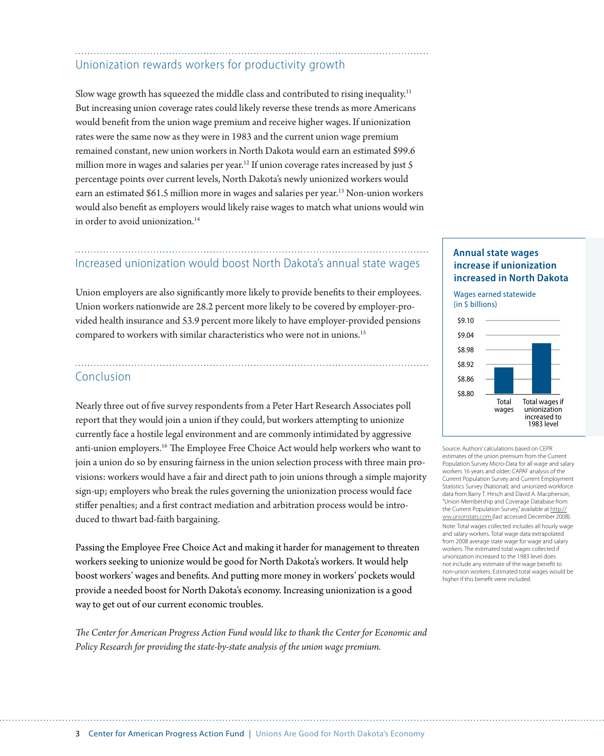## Unionization rewards workers for productivity growth

Slow wage growth has squeezed the middle class and contributed to rising inequality.[11] But increasing union coverage rates could likely reverse these trends as more Americans would benefit from the union wage premium and receive higher wages. If unionization rates were the same now as they were in 1983 and the current union wage premium remained constant, new union workers in North Dakota would earn an estimated $99.6 million more in wages and salaries per year.[12] If union coverage rates increased by just 5 percentage points over current levels, North Dakota's newly unionized workers would earn an estimated $61.5 million more in wages and salaries per year.[13] Non-union workers would also benefit as employers would likely raise wages to match what unions would win in order to avoid unionization.[14]

## Increased unionization would boost North Dakota's annual state wages

Union employers are also significantly more likely to provide benefits to their employees. Union workers nationwide are 28.2 percent more likely to be covered by employer-provided health insurance and 53.9 percent more likely to have employer-provided pensions compared to workers with similar characteristics who were not in unions.[15]

## Conclusion

Nearly three out of five survey respondents from a Peter Hart Research Associates poll report that they would join a union if they could, but workers attempting to unionize currently face a hostile legal environment and are commonly intimidated by aggressive anti-union employers.[16] The Employee Free Choice Act would help workers who want to join a union do so by ensuring fairness in the union selection process with three main provisions: workers would have a fair and direct path to join unions through a simple majority sign-up; employers who break the rules governing the unionization process would face stiffer penalties; and a first contract mediation and arbitration process would be introduced to thwart bad-faith bargaining.

Passing the Employee Free Choice Act and making it harder for management to threaten workers seeking to unionize would be good for North Dakota's workers. It would help boost workers' wages and benefits. And putting more money in workers' pockets would provide a needed boost for North Dakota's economy. Increasing unionization is a good way to get out of our current economic troubles.

*The Center for American Progress Action Fund would like to thank the Center for Economic and Policy Research for providing the state-by-state analysis of the union wage premium.*

### Annual state wages increase if unionization increased in North Dakota

Wages earned statewide (in $ billions)

$9.10, $9.04, $8.98, $8.92, $8.86, $8.80

Total wages | Total wages if unionization increased to 1983 level

Source: Authors' calculations based on CEPR estimates of the union premium from the Current Population Survey Micro-Data for all wage and salary workers 16 years and older; CAPAF analysis of the Current Population Survey and Current Employment Statistics Survey (National); and unionized workforce data from Barry T. Hirsch and David A. Macpherson, "Union Membership and Coverage Database from the Current Population Survey," available at http://ww.unionstats.com (last accessed December 2008).

Note: Total wages collected includes all hourly wage and salary workers. Total wage data extrapolated from 2008 average state wage for wage and salary workers. The estimated total wages collected if unionization increased to the 1983 level does not include any estimate of the wage benefit to non-union workers. Estimated total wages would be higher if this benefit were included.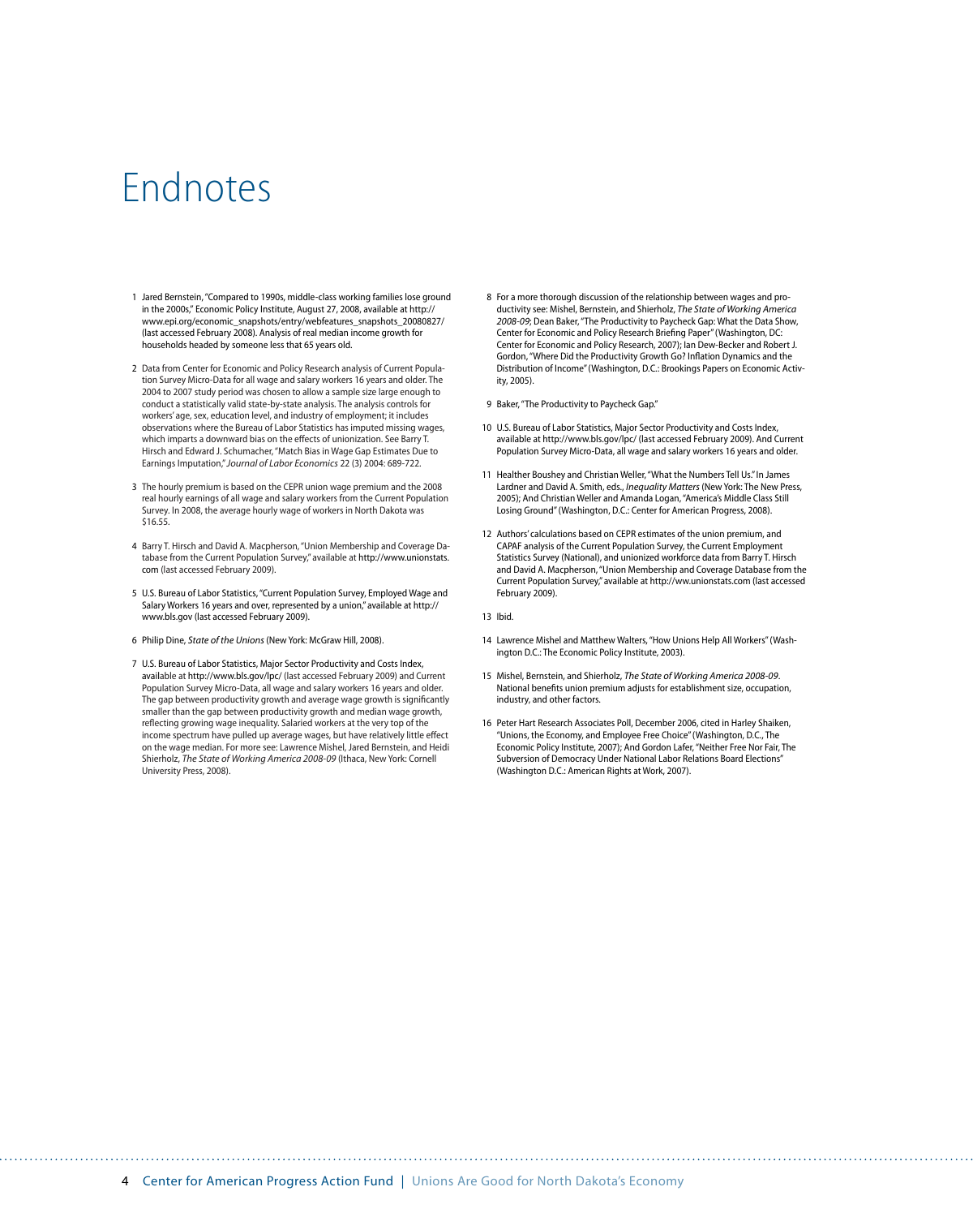# Endnotes

1 Jared Bernstein, "Compared to 1990s, middle-class working families lose ground in the 2000s," Economic Policy Institute, August 27, 2008, available at http://www.epi.org/economic_snapshots/entry/webfeatures_snapshots_20080827/ (last accessed February 2008). Analysis of real median income growth for households headed by someone less that 65 years old.

2 Data from Center for Economic and Policy Research analysis of Current Population Survey Micro-Data for all wage and salary workers 16 years and older. The 2004 to 2007 study period was chosen to allow a sample size large enough to conduct a statistically valid state-by-state analysis. The analysis controls for workers' age, sex, education level, and industry of employment; it includes observations where the Bureau of Labor Statistics has imputed missing wages, which imparts a downward bias on the effects of unionization. See Barry T. Hirsch and Edward J. Schumacher, "Match Bias in Wage Gap Estimates Due to Earnings Imputation," *Journal of Labor Economics* 22 (3) 2004: 689-722.

3 The hourly premium is based on the CEPR union wage premium and the 2008 real hourly earnings of all wage and salary workers from the Current Population Survey. In 2008, the average hourly wage of workers in North Dakota was $16.55.

4 Barry T. Hirsch and David A. Macpherson, "Union Membership and Coverage Database from the Current Population Survey," available at http://www.unionstats.com (last accessed February 2009).

5 U.S. Bureau of Labor Statistics, "Current Population Survey, Employed Wage and Salary Workers 16 years and over, represented by a union," available at http://www.bls.gov (last accessed February 2009).

6 Philip Dine, *State of the Unions* (New York: McGraw Hill, 2008).

7 U.S. Bureau of Labor Statistics, Major Sector Productivity and Costs Index, available at http://www.bls.gov/lpc/ (last accessed February 2009) and Current Population Survey Micro-Data, all wage and salary workers 16 years and older. The gap between productivity growth and average wage growth is significantly smaller than the gap between productivity growth and median wage growth, reflecting growing wage inequality. Salaried workers at the very top of the income spectrum have pulled up average wages, but have relatively little effect on the wage median. For more see: Lawrence Mishel, Jared Bernstein, and Heidi Shierholz, *The State of Working America 2008-09* (Ithaca, New York: Cornell University Press, 2008).

8 For a more thorough discussion of the relationship between wages and productivity see: Mishel, Bernstein, and Shierholz, *The State of Working America 2008-09*; Dean Baker, "The Productivity to Paycheck Gap: What the Data Show, Center for Economic and Policy Research Briefing Paper" (Washington, DC: Center for Economic and Policy Research, 2007); Ian Dew-Becker and Robert J. Gordon, "Where Did the Productivity Growth Go? Inflation Dynamics and the Distribution of Income" (Washington, D.C.: Brookings Papers on Economic Activity, 2005).

9 Baker, "The Productivity to Paycheck Gap."

10 U.S. Bureau of Labor Statistics, Major Sector Productivity and Costs Index, available at http://www.bls.gov/lpc/ (last accessed February 2009). And Current Population Survey Micro-Data, all wage and salary workers 16 years and older.

11 Healther Boushey and Christian Weller, "What the Numbers Tell Us." In James Lardner and David A. Smith, eds., *Inequality Matters* (New York: The New Press, 2005); And Christian Weller and Amanda Logan, "America's Middle Class Still Losing Ground" (Washington, D.C.: Center for American Progress, 2008).

12 Authors' calculations based on CEPR estimates of the union premium, and CAPAF analysis of the Current Population Survey, the Current Employment Statistics Survey (National), and unionized workforce data from Barry T. Hirsch and David A. Macpherson, "Union Membership and Coverage Database from the Current Population Survey," available at http://ww.unionstats.com (last accessed February 2009).

13 Ibid.

14 Lawrence Mishel and Matthew Walters, "How Unions Help All Workers" (Washington D.C.: The Economic Policy Institute, 2003).

15 Mishel, Bernstein, and Shierholz, *The State of Working America 2008-09*. National benefits union premium adjusts for establishment size, occupation, industry, and other factors.

16 Peter Hart Research Associates Poll, December 2006, cited in Harley Shaiken, "Unions, the Economy, and Employee Free Choice" (Washington, D.C., The Economic Policy Institute, 2007); And Gordon Lafer, "Neither Free Nor Fair, The Subversion of Democracy Under National Labor Relations Board Elections" (Washington D.C.: American Rights at Work, 2007).